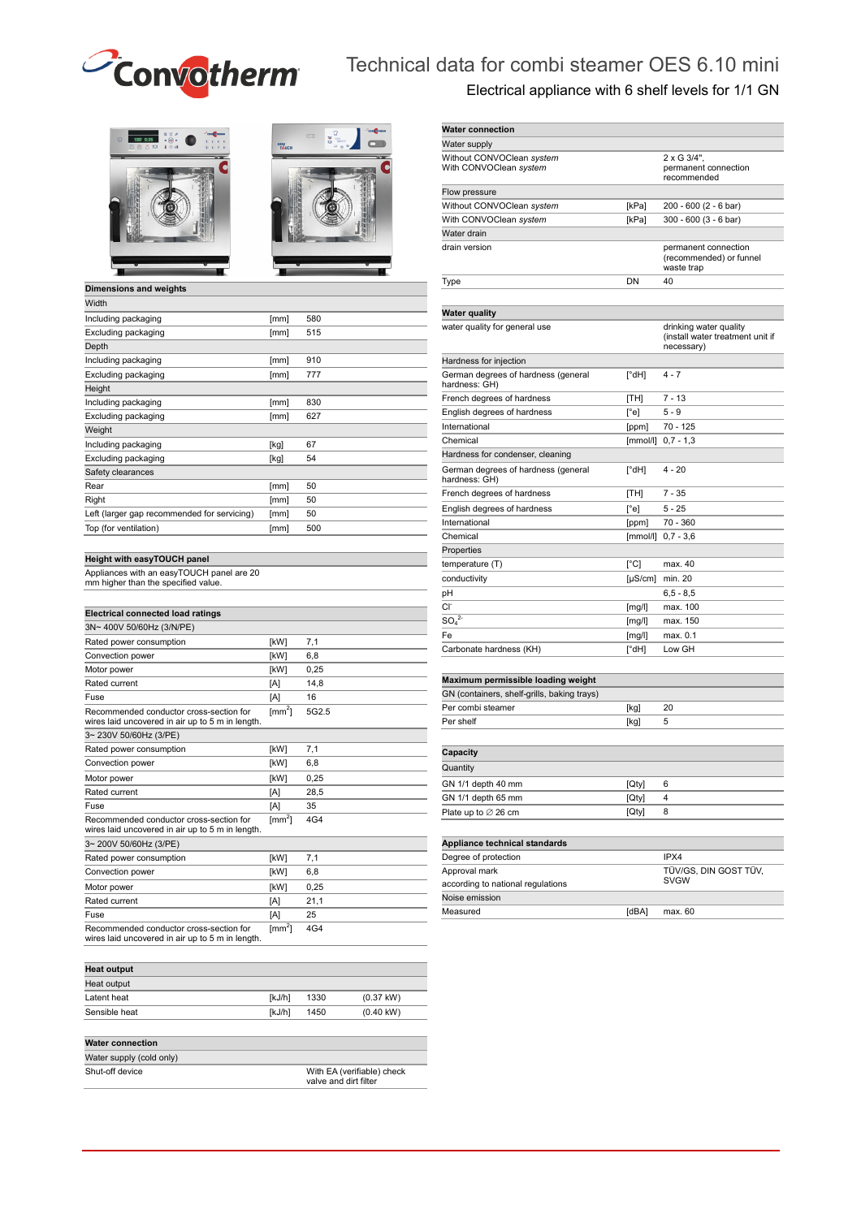# Technical data for combi steamer OES 6.10 mini

## Electrical appliance with 6 shelf levels for 1/1 GN

| **Dimensions and weights** | | |
|---|---|---|
| Width | | |
| Including packaging | [mm] | 580 |
| Excluding packaging | [mm] | 515 |
| Depth | | |
| Including packaging | [mm] | 910 |
| Excluding packaging | [mm] | 777 |
| Height | | |
| Including packaging | [mm] | 830 |
| Excluding packaging | [mm] | 627 |
| Weight | | |
| Including packaging | [kg] | 67 |
| Excluding packaging | [kg] | 54 |
| Safety clearances | | |
| Rear | [mm] | 50 |
| Right | [mm] | 50 |
| Left (larger gap recommended for servicing) | [mm] | 50 |
| Top (for ventilation) | [mm] | 500 |

| **Height with easyTOUCH panel** |
|---|
| Appliances with an easyTOUCH panel are 20 mm higher than the specified value. |

| **Electrical connected load ratings** | | |
|---|---|---|
| 3N~ 400V 50/60Hz (3/N/PE) | | |
| Rated power consumption | [kW] | 7,1 |
| Convection power | [kW] | 6,8 |
| Motor power | [kW] | 0,25 |
| Rated current | [A] | 14,8 |
| Fuse | [A] | 16 |
| Recommended conductor cross-section for wires laid uncovered in air up to 5 m in length. | [$mm^2$] | 5G2.5 |
| 3~ 230V 50/60Hz (3/PE) | | |
| Rated power consumption | [kW] | 7,1 |
| Convection power | [kW] | 6,8 |
| Motor power | [kW] | 0,25 |
| Rated current | [A] | 28,5 |
| Fuse | [A] | 35 |
| Recommended conductor cross-section for wires laid uncovered in air up to 5 m in length. | [$mm^2$] | 4G4 |
| 3~ 200V 50/60Hz (3/PE) | | |
| Rated power consumption | [kW] | 7,1 |
| Convection power | [kW] | 6,8 |
| Motor power | [kW] | 0,25 |
| Rated current | [A] | 21,1 |
| Fuse | [A] | 25 |
| Recommended conductor cross-section for wires laid uncovered in air up to 5 m in length. | [$mm^2$] | 4G4 |

| **Heat output** | | | |
|---|---|---|---|
| Heat output | | | |
| Latent heat | [kJ/h] | 1330 | (0.37 kW) |
| Sensible heat | [kJ/h] | 1450 | (0.40 kW) |

| **Water connection** | |
|---|---|
| Water supply (cold only) | |
| Shut-off device | With EA (verifiable) check valve and dirt filter |

| **Water connection** | | |
|---|---|---|
| Water supply | | |
| Without CONVOClean *system*<br>With CONVOClean *system* | | 2 x G 3/4",<br>permanent connection recommended |
| Flow pressure | | |
| Without CONVOClean *system* | [kPa] | 200 - 600 (2 - 6 bar) |
| With CONVOClean *system* | [kPa] | 300 - 600 (3 - 6 bar) |
| Water drain | | |
| drain version | | permanent connection (recommended) or funnel waste trap |
| Type | DN | 40 |

| **Water quality** | | |
|---|---|---|
| water quality for general use | | drinking water quality (install water treatment unit if necessary) |
| Hardness for injection | | |
| German degrees of hardness (general hardness: GH) | [°dH] | 4 - 7 |
| French degrees of hardness | [TH] | 7 - 13 |
| English degrees of hardness | [°e] | 5 - 9 |
| International | [ppm] | 70 - 125 |
| Chemical | [mmol/l] | 0,7 - 1,3 |
| Hardness for condenser, cleaning | | |
| German degrees of hardness (general hardness: GH) | [°dH] | 4 - 20 |
| French degrees of hardness | [TH] | 7 - 35 |
| English degrees of hardness | [°e] | 5 - 25 |
| International | [ppm] | 70 - 360 |
| Chemical | [mmol/l] | 0,7 - 3,6 |
| Properties | | |
| temperature (T) | [°C] | max. 40 |
| conductivity | [µS/cm] | min. 20 |
| pH | | 6,5 - 8,5 |
| $Cl^-$ | [mg/l] | max. 100 |
| $SO_4^{2-}$ | [mg/l] | max. 150 |
| Fe | [mg/l] | max. 0.1 |
| Carbonate hardness (KH) | [°dH] | Low GH |

| **Maximum permissible loading weight** | | |
|---|---|---|
| GN (containers, shelf-grills, baking trays) | | |
| Per combi steamer | [kg] | 20 |
| Per shelf | [kg] | 5 |

| **Capacity** | | |
|---|---|---|
| Quantity | | |
| GN 1/1 depth 40 mm | [Qty] | 6 |
| GN 1/1 depth 65 mm | [Qty] | 4 |
| Plate up to ∅ 26 cm | [Qty] | 8 |

| **Appliance technical standards** | | |
|---|---|---|
| Degree of protection | | IPX4 |
| Approval mark<br>according to national regulations | | TÜV/GS, DIN GOST TÜV, SVGW |
| Noise emission | | |
| Measured | [dBA] | max. 60 |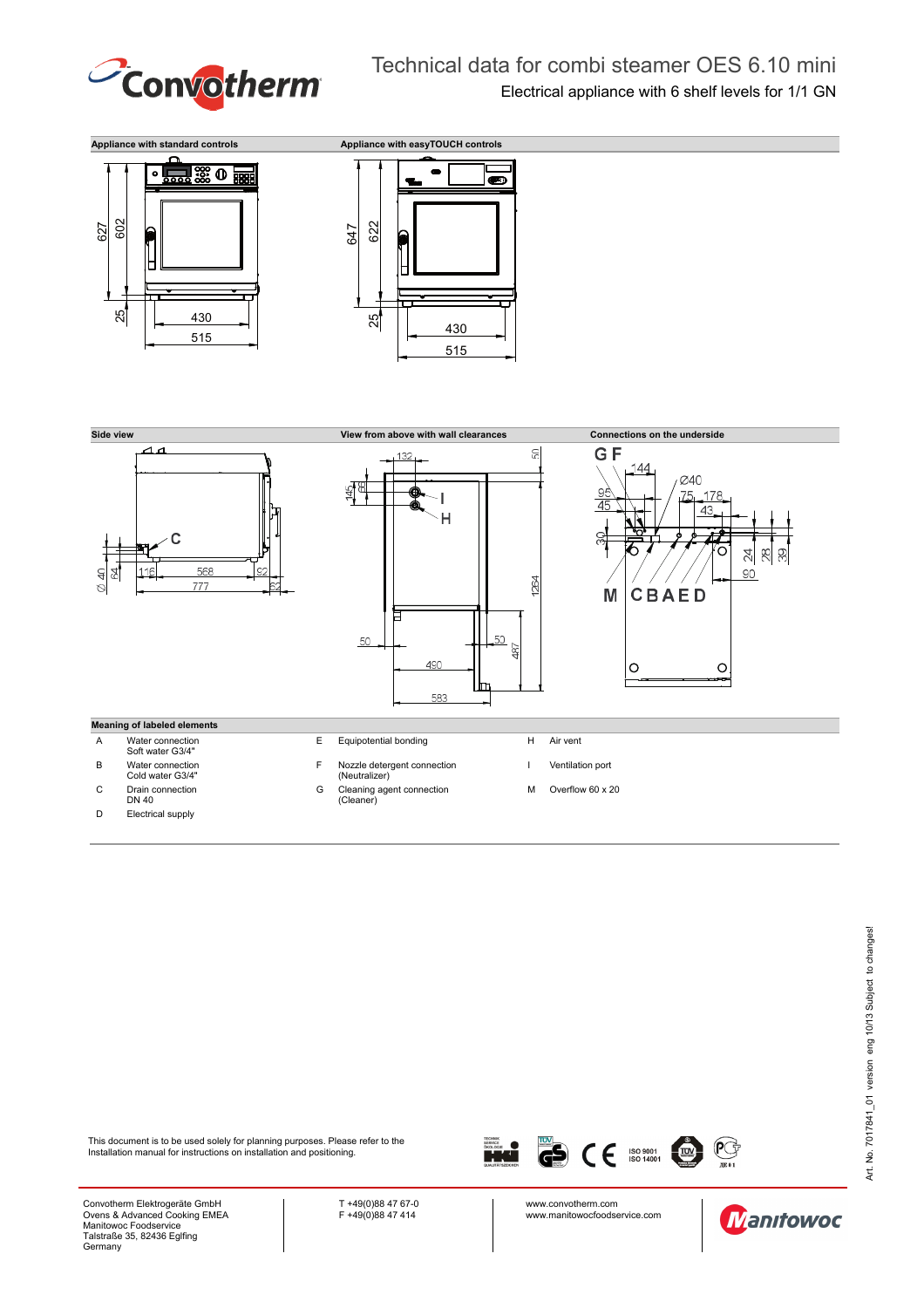# Technical data for combi steamer OES 6.10 mini

Electrical appliance with 6 shelf levels for 1/1 GN

**Appliance with standard controls**

627
602
25
430
515

**Appliance with easyTOUCH controls**

647
622
25
430
515

**Side view**

C
Ø 40
64
116
568
92
777
62

**View from above with wall clearances**

132
50
145
66
I
H
1264
50
50
487
490
583

**Connections on the underside**

G F
144
Ø40
95
45
75
178
43
30
24
28
39
90
M
C B A E D

**Meaning of labeled elements**

| | | | | | |
|---|---|---|---|---|---|
| A | Water connection<br>Soft water G3/4" | E | Equipotential bonding | H | Air vent |
| B | Water connection<br>Cold water G3/4" | F | Nozzle detergent connection<br>(Neutralizer) | I | Ventilation port |
| C | Drain connection<br>DN 40 | G | Cleaning agent connection<br>(Cleaner) | M | Overflow 60 x 20 |
| D | Electrical supply | | | | |

This document is to be used solely for planning purposes. Please refer to the Installation manual for instructions on installation and positioning.

ISO 9001
ISO 14001

Convotherm Elektrogeräte GmbH
Ovens & Advanced Cooking EMEA
Manitowoc Foodservice
Talstraße 35, 82436 Eglfing
Germany

T +49(0)88 47 67-0
F +49(0)88 47 414

www.convotherm.com
www.manitowocfoodservice.com

Art. No. 7017841_01 version eng 10/13 Subject to changes!